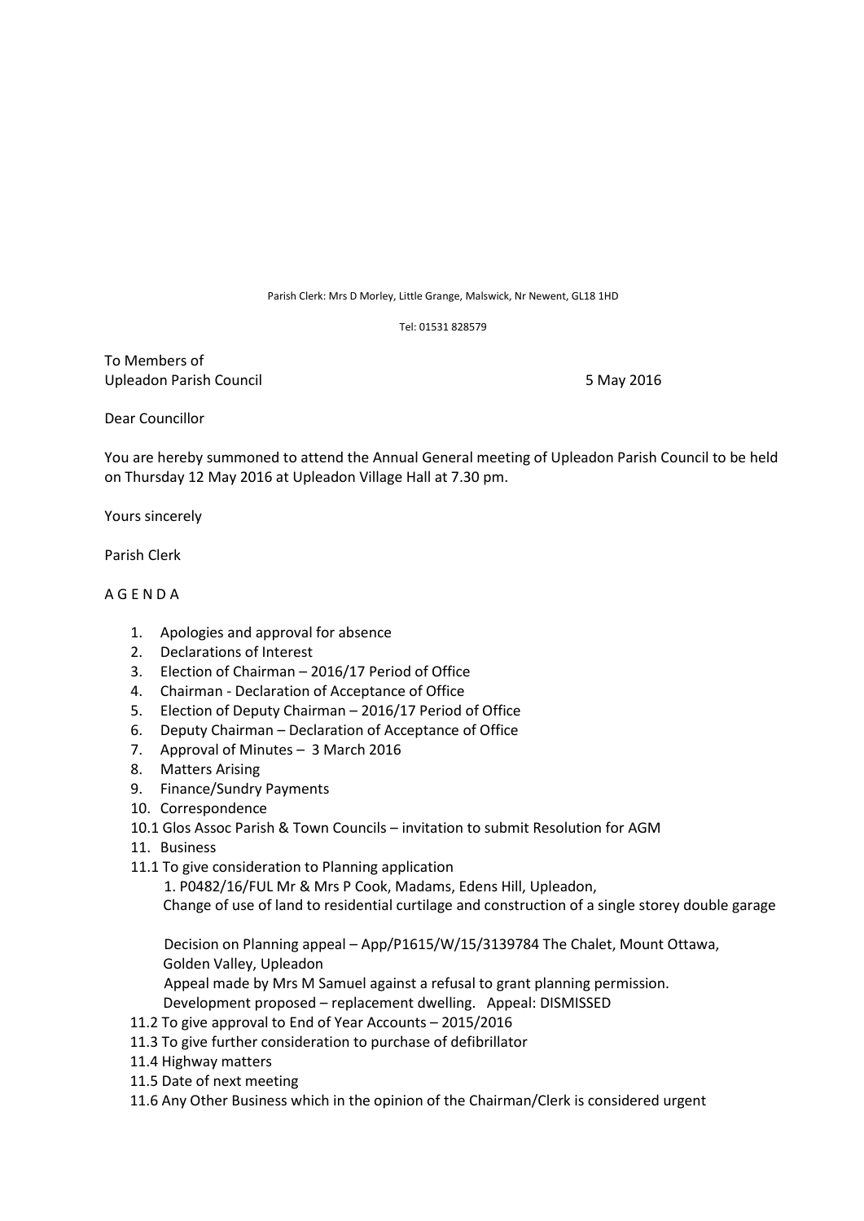Parish Clerk: Mrs D Morley, Little Grange, Malswick, Nr Newent, GL18 1HD

Tel: 01531 828579

To Members of
Upleadon Parish Council 5 May 2016

Dear Councillor

You are hereby summoned to attend the Annual General meeting of Upleadon Parish Council to be held on Thursday 12 May 2016 at Upleadon Village Hall at 7.30 pm.

Yours sincerely

Parish Clerk

A G E N D A

1. Apologies and approval for absence
2. Declarations of Interest
3. Election of Chairman – 2016/17 Period of Office
4. Chairman - Declaration of Acceptance of Office
5. Election of Deputy Chairman – 2016/17 Period of Office
6. Deputy Chairman – Declaration of Acceptance of Office
7. Approval of Minutes – 3 March 2016
8. Matters Arising
9. Finance/Sundry Payments
10. Correspondence

10.1 Glos Assoc Parish & Town Councils – invitation to submit Resolution for AGM

11. Business

11.1 To give consideration to Planning application

1. P0482/16/FUL Mr & Mrs P Cook, Madams, Edens Hill, Upleadon,
Change of use of land to residential curtilage and construction of a single storey double garage

Decision on Planning appeal – App/P1615/W/15/3139784 The Chalet, Mount Ottawa, Golden Valley, Upleadon
Appeal made by Mrs M Samuel against a refusal to grant planning permission.
Development proposed – replacement dwelling. Appeal: DISMISSED

11.2 To give approval to End of Year Accounts – 2015/2016

11.3 To give further consideration to purchase of defibrillator

11.4 Highway matters

11.5 Date of next meeting

11.6 Any Other Business which in the opinion of the Chairman/Clerk is considered urgent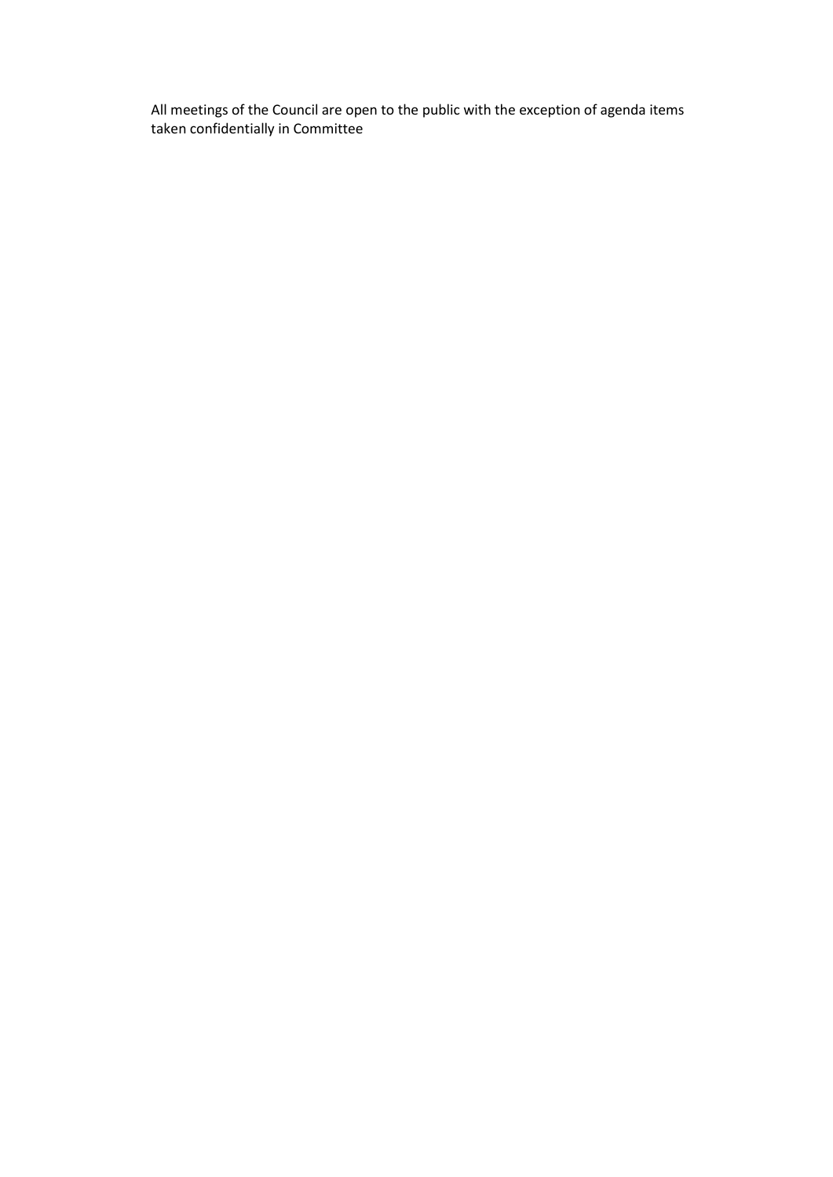All meetings of the Council are open to the public with the exception of agenda items taken confidentially in Committee